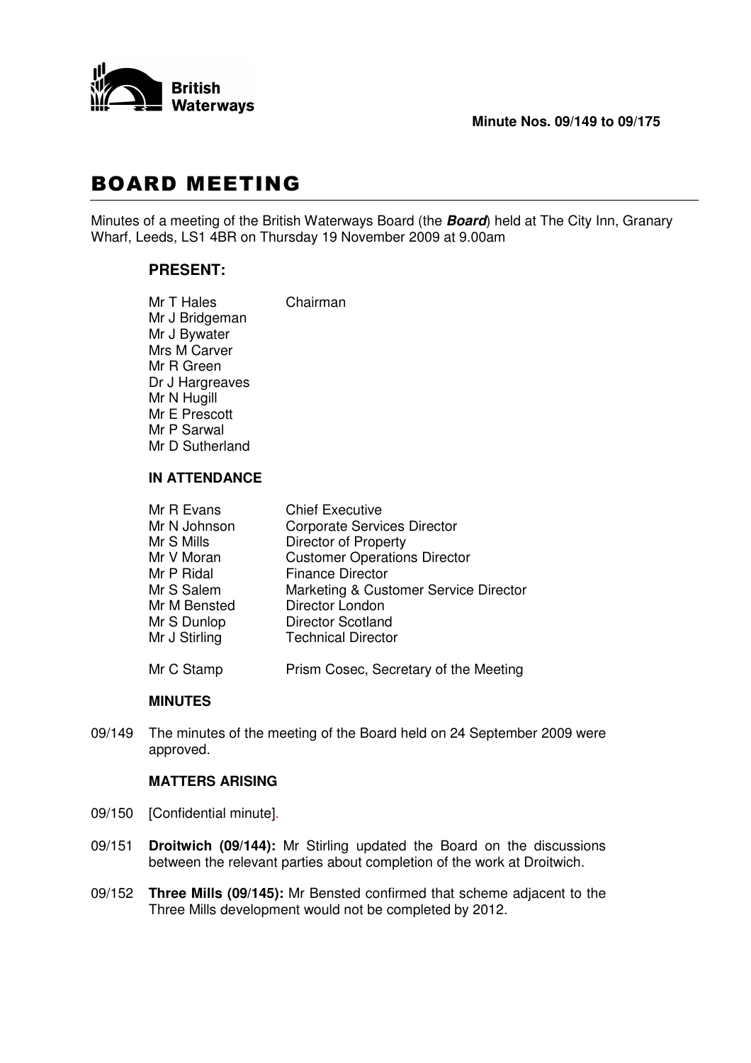British Waterways

**Minute Nos. 09/149 to 09/175**

# BOARD MEETING

Minutes of a meeting of the British Waterways Board (the ***Board***) held at The City Inn, Granary Wharf, Leeds, LS1 4BR on Thursday 19 November 2009 at 9.00am

## PRESENT:

| | |
|---|---|
| Mr T Hales | Chairman |
| Mr J Bridgeman | |
| Mr J Bywater | |
| Mrs M Carver | |
| Mr R Green | |
| Dr J Hargreaves | |
| Mr N Hugill | |
| Mr E Prescott | |
| Mr P Sarwal | |
| Mr D Sutherland | |

## IN ATTENDANCE

| | |
|---|---|
| Mr R Evans | Chief Executive |
| Mr N Johnson | Corporate Services Director |
| Mr S Mills | Director of Property |
| Mr V Moran | Customer Operations Director |
| Mr P Ridal | Finance Director |
| Mr S Salem | Marketing & Customer Service Director |
| Mr M Bensted | Director London |
| Mr S Dunlop | Director Scotland |
| Mr J Stirling | Technical Director |
| Mr C Stamp | Prism Cosec, Secretary of the Meeting |

## MINUTES

09/149 The minutes of the meeting of the Board held on 24 September 2009 were approved.

## MATTERS ARISING

09/150 [Confidential minute].

09/151 **Droitwich (09/144):** Mr Stirling updated the Board on the discussions between the relevant parties about completion of the work at Droitwich.

09/152 **Three Mills (09/145):** Mr Bensted confirmed that scheme adjacent to the Three Mills development would not be completed by 2012.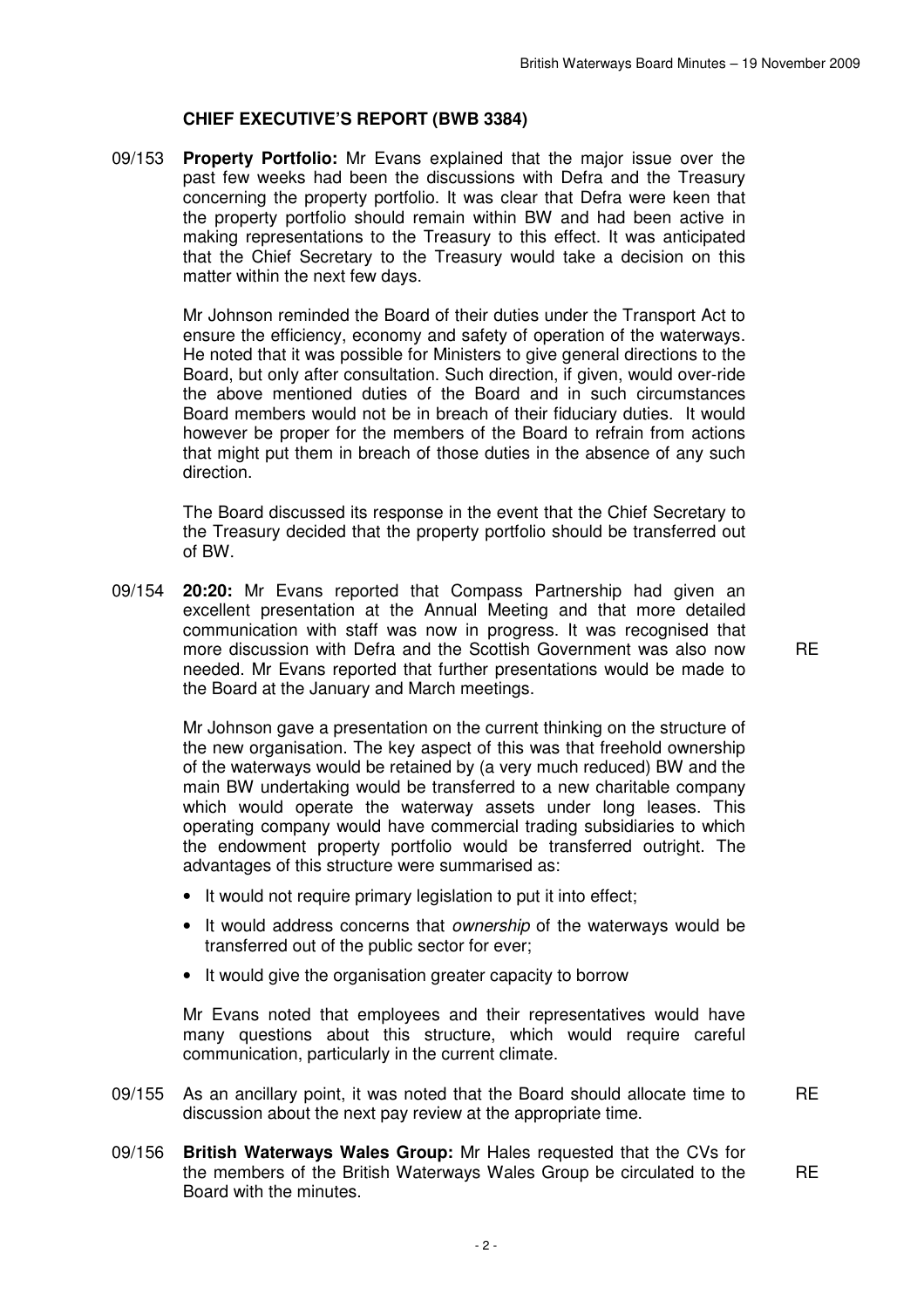**CHIEF EXECUTIVE'S REPORT (BWB 3384)**

09/153 **Property Portfolio:** Mr Evans explained that the major issue over the past few weeks had been the discussions with Defra and the Treasury concerning the property portfolio. It was clear that Defra were keen that the property portfolio should remain within BW and had been active in making representations to the Treasury to this effect. It was anticipated that the Chief Secretary to the Treasury would take a decision on this matter within the next few days.

Mr Johnson reminded the Board of their duties under the Transport Act to ensure the efficiency, economy and safety of operation of the waterways. He noted that it was possible for Ministers to give general directions to the Board, but only after consultation. Such direction, if given, would over-ride the above mentioned duties of the Board and in such circumstances Board members would not be in breach of their fiduciary duties. It would however be proper for the members of the Board to refrain from actions that might put them in breach of those duties in the absence of any such direction.

The Board discussed its response in the event that the Chief Secretary to the Treasury decided that the property portfolio should be transferred out of BW.

09/154 **20:20:** Mr Evans reported that Compass Partnership had given an excellent presentation at the Annual Meeting and that more detailed communication with staff was now in progress. It was recognised that more discussion with Defra and the Scottish Government was also now needed. Mr Evans reported that further presentations would be made to the Board at the January and March meetings. RE

Mr Johnson gave a presentation on the current thinking on the structure of the new organisation. The key aspect of this was that freehold ownership of the waterways would be retained by (a very much reduced) BW and the main BW undertaking would be transferred to a new charitable company which would operate the waterway assets under long leases. This operating company would have commercial trading subsidiaries to which the endowment property portfolio would be transferred outright. The advantages of this structure were summarised as:

- It would not require primary legislation to put it into effect;
- It would address concerns that *ownership* of the waterways would be transferred out of the public sector for ever;
- It would give the organisation greater capacity to borrow

Mr Evans noted that employees and their representatives would have many questions about this structure, which would require careful communication, particularly in the current climate.

09/155 As an ancillary point, it was noted that the Board should allocate time to discussion about the next pay review at the appropriate time. RE

09/156 **British Waterways Wales Group:** Mr Hales requested that the CVs for the members of the British Waterways Wales Group be circulated to the Board with the minutes. RE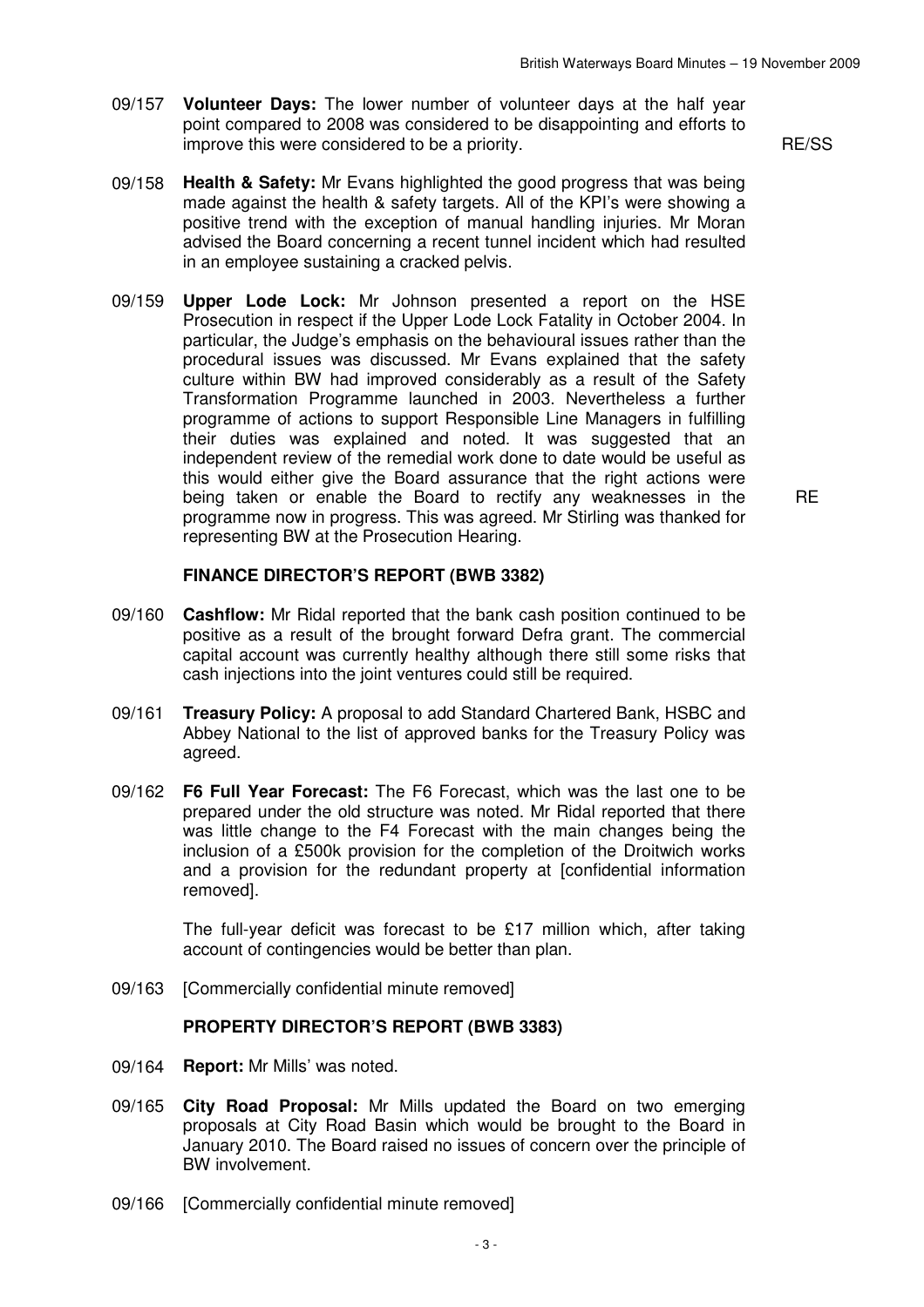09/157 **Volunteer Days:** The lower number of volunteer days at the half year point compared to 2008 was considered to be disappointing and efforts to improve this were considered to be a priority. RE/SS

09/158 **Health & Safety:** Mr Evans highlighted the good progress that was being made against the health & safety targets. All of the KPI's were showing a positive trend with the exception of manual handling injuries. Mr Moran advised the Board concerning a recent tunnel incident which had resulted in an employee sustaining a cracked pelvis.

09/159 **Upper Lode Lock:** Mr Johnson presented a report on the HSE Prosecution in respect if the Upper Lode Lock Fatality in October 2004. In particular, the Judge's emphasis on the behavioural issues rather than the procedural issues was discussed. Mr Evans explained that the safety culture within BW had improved considerably as a result of the Safety Transformation Programme launched in 2003. Nevertheless a further programme of actions to support Responsible Line Managers in fulfilling their duties was explained and noted. It was suggested that an independent review of the remedial work done to date would be useful as this would either give the Board assurance that the right actions were being taken or enable the Board to rectify any weaknesses in the programme now in progress. This was agreed. Mr Stirling was thanked for representing BW at the Prosecution Hearing. RE

**FINANCE DIRECTOR'S REPORT (BWB 3382)**

09/160 **Cashflow:** Mr Ridal reported that the bank cash position continued to be positive as a result of the brought forward Defra grant. The commercial capital account was currently healthy although there still some risks that cash injections into the joint ventures could still be required.

09/161 **Treasury Policy:** A proposal to add Standard Chartered Bank, HSBC and Abbey National to the list of approved banks for the Treasury Policy was agreed.

09/162 **F6 Full Year Forecast:** The F6 Forecast, which was the last one to be prepared under the old structure was noted. Mr Ridal reported that there was little change to the F4 Forecast with the main changes being the inclusion of a £500k provision for the completion of the Droitwich works and a provision for the redundant property at [confidential information removed].

The full-year deficit was forecast to be £17 million which, after taking account of contingencies would be better than plan.

09/163 [Commercially confidential minute removed]

**PROPERTY DIRECTOR'S REPORT (BWB 3383)**

09/164 **Report:** Mr Mills' was noted.

09/165 **City Road Proposal:** Mr Mills updated the Board on two emerging proposals at City Road Basin which would be brought to the Board in January 2010. The Board raised no issues of concern over the principle of BW involvement.

09/166 [Commercially confidential minute removed]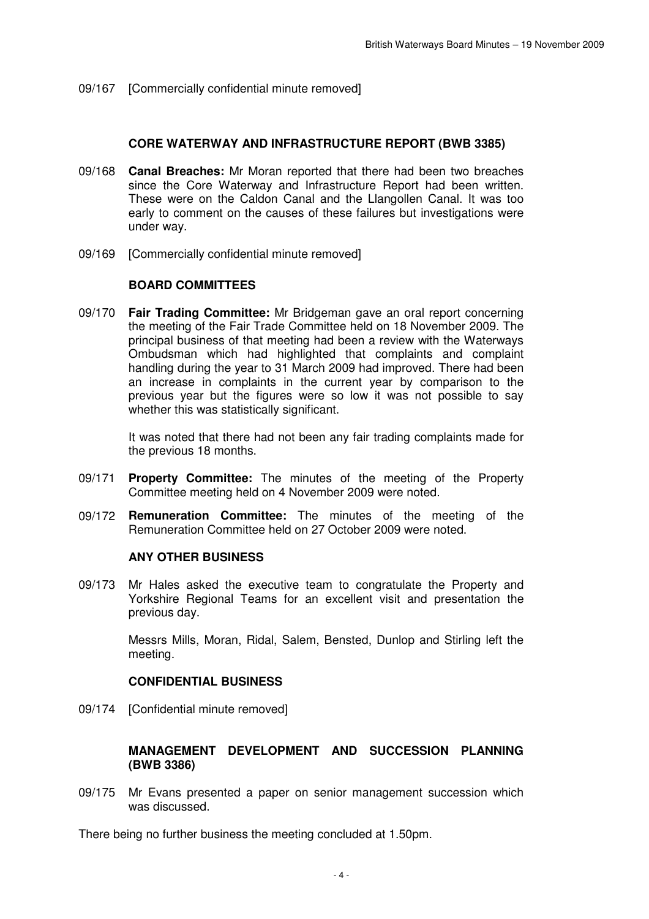09/167 [Commercially confidential minute removed]

## CORE WATERWAY AND INFRASTRUCTURE REPORT (BWB 3385)

09/168 **Canal Breaches:** Mr Moran reported that there had been two breaches since the Core Waterway and Infrastructure Report had been written. These were on the Caldon Canal and the Llangollen Canal. It was too early to comment on the causes of these failures but investigations were under way.

09/169 [Commercially confidential minute removed]

## BOARD COMMITTEES

09/170 **Fair Trading Committee:** Mr Bridgeman gave an oral report concerning the meeting of the Fair Trade Committee held on 18 November 2009. The principal business of that meeting had been a review with the Waterways Ombudsman which had highlighted that complaints and complaint handling during the year to 31 March 2009 had improved. There had been an increase in complaints in the current year by comparison to the previous year but the figures were so low it was not possible to say whether this was statistically significant.

It was noted that there had not been any fair trading complaints made for the previous 18 months.

09/171 **Property Committee:** The minutes of the meeting of the Property Committee meeting held on 4 November 2009 were noted.

09/172 **Remuneration Committee:** The minutes of the meeting of the Remuneration Committee held on 27 October 2009 were noted.

## ANY OTHER BUSINESS

09/173 Mr Hales asked the executive team to congratulate the Property and Yorkshire Regional Teams for an excellent visit and presentation the previous day.

Messrs Mills, Moran, Ridal, Salem, Bensted, Dunlop and Stirling left the meeting.

## CONFIDENTIAL BUSINESS

09/174 [Confidential minute removed]

## MANAGEMENT DEVELOPMENT AND SUCCESSION PLANNING (BWB 3386)

09/175 Mr Evans presented a paper on senior management succession which was discussed.

There being no further business the meeting concluded at 1.50pm.